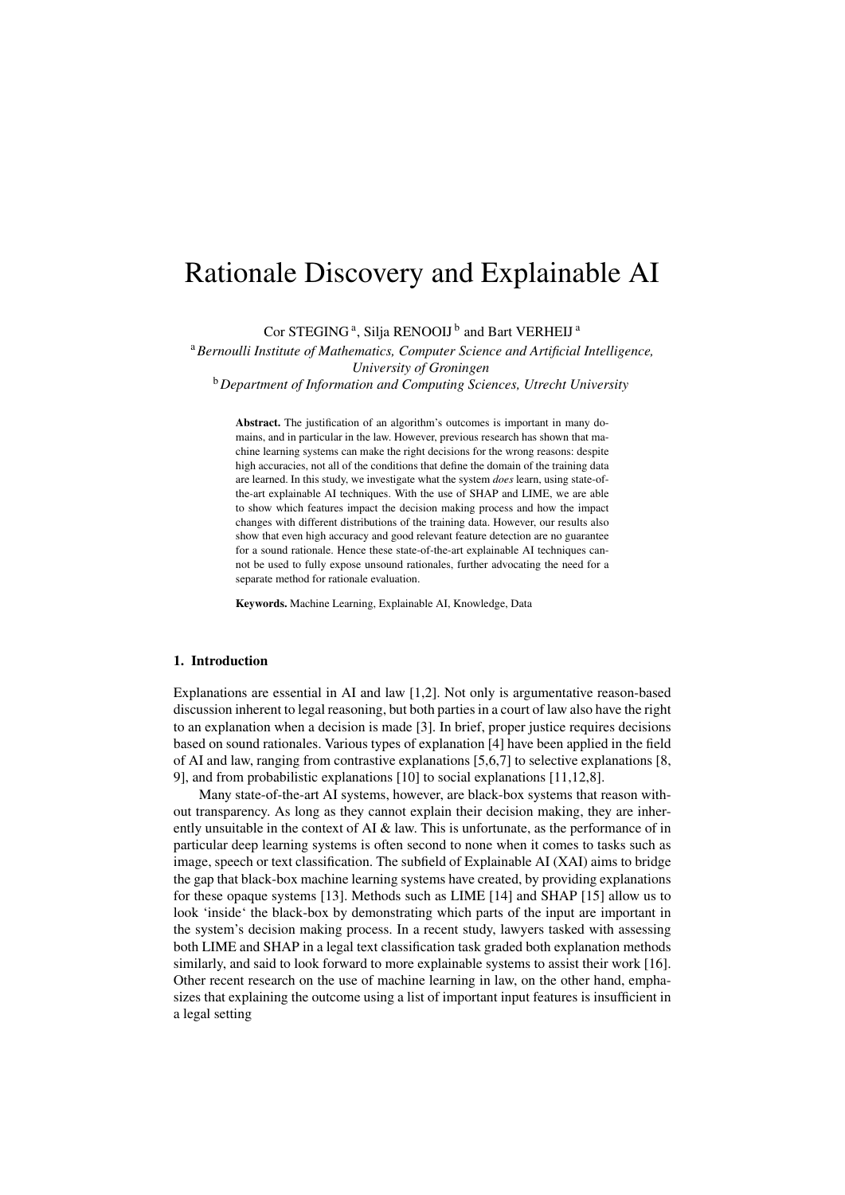# Rationale Discovery and Explainable AI

Cor STEGING [a], Silja RENOOIJ [b] and Bart VERHEIJ [a]

[a] *Bernoulli Institute of Mathematics, Computer Science and Artificial Intelligence, University of Groningen*

[b] *Department of Information and Computing Sciences, Utrecht University*

**Abstract.** The justification of an algorithm's outcomes is important in many domains, and in particular in the law. However, previous research has shown that machine learning systems can make the right decisions for the wrong reasons: despite high accuracies, not all of the conditions that define the domain of the training data are learned. In this study, we investigate what the system *does* learn, using state-of-the-art explainable AI techniques. With the use of SHAP and LIME, we are able to show which features impact the decision making process and how the impact changes with different distributions of the training data. However, our results also show that even high accuracy and good relevant feature detection are no guarantee for a sound rationale. Hence these state-of-the-art explainable AI techniques cannot be used to fully expose unsound rationales, further advocating the need for a separate method for rationale evaluation.

**Keywords.** Machine Learning, Explainable AI, Knowledge, Data

## 1. Introduction

Explanations are essential in AI and law [1,2]. Not only is argumentative reason-based discussion inherent to legal reasoning, but both parties in a court of law also have the right to an explanation when a decision is made [3]. In brief, proper justice requires decisions based on sound rationales. Various types of explanation [4] have been applied in the field of AI and law, ranging from contrastive explanations [5,6,7] to selective explanations [8, 9], and from probabilistic explanations [10] to social explanations [11,12,8].

Many state-of-the-art AI systems, however, are black-box systems that reason without transparency. As long as they cannot explain their decision making, they are inherently unsuitable in the context of AI & law. This is unfortunate, as the performance of in particular deep learning systems is often second to none when it comes to tasks such as image, speech or text classification. The subfield of Explainable AI (XAI) aims to bridge the gap that black-box machine learning systems have created, by providing explanations for these opaque systems [13]. Methods such as LIME [14] and SHAP [15] allow us to look 'inside' the black-box by demonstrating which parts of the input are important in the system's decision making process. In a recent study, lawyers tasked with assessing both LIME and SHAP in a legal text classification task graded both explanation methods similarly, and said to look forward to more explainable systems to assist their work [16]. Other recent research on the use of machine learning in law, on the other hand, emphasizes that explaining the outcome using a list of important input features is insufficient in a legal setting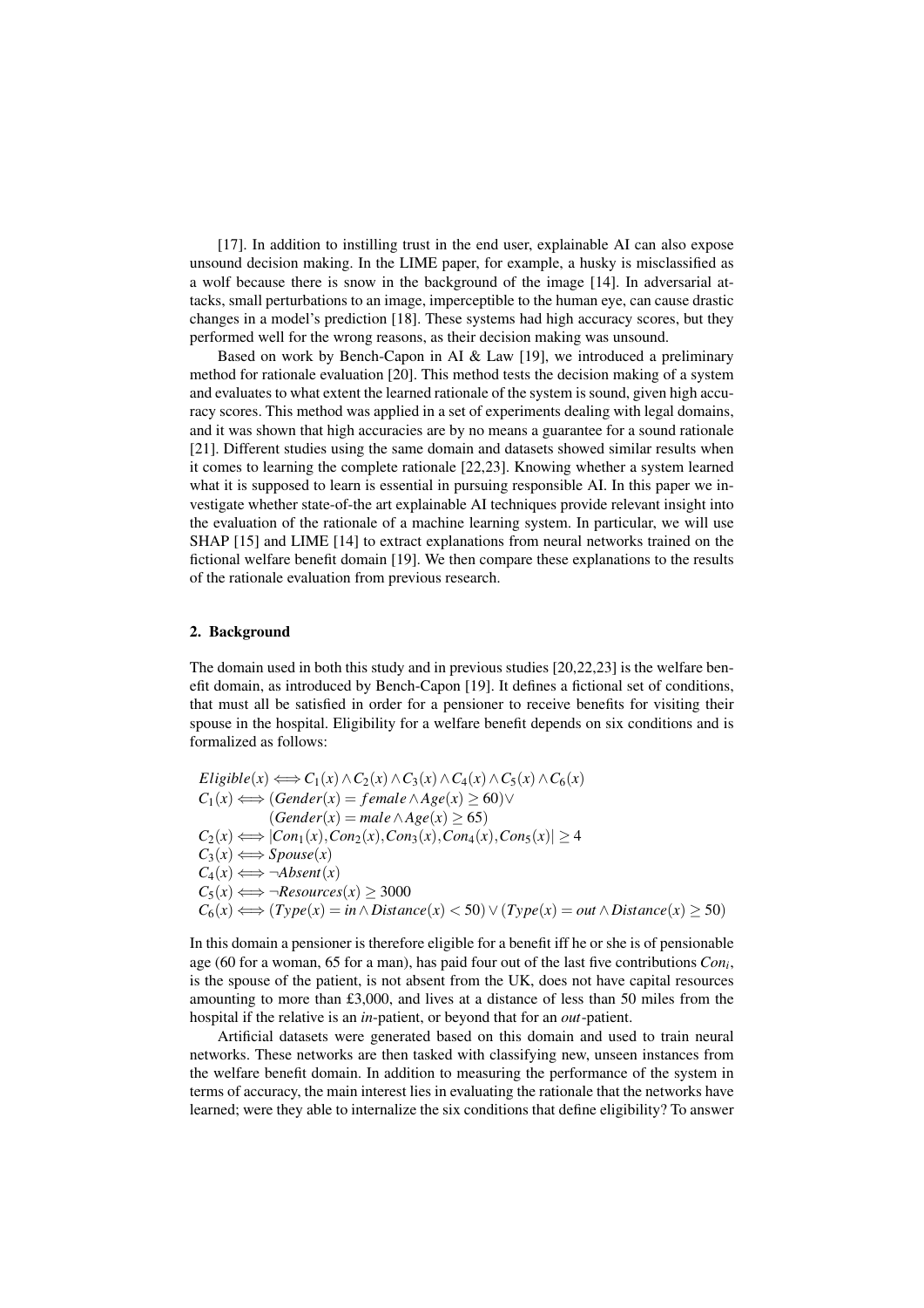[17]. In addition to instilling trust in the end user, explainable AI can also expose unsound decision making. In the LIME paper, for example, a husky is misclassified as a wolf because there is snow in the background of the image [14]. In adversarial attacks, small perturbations to an image, imperceptible to the human eye, can cause drastic changes in a model's prediction [18]. These systems had high accuracy scores, but they performed well for the wrong reasons, as their decision making was unsound.

Based on work by Bench-Capon in AI & Law [19], we introduced a preliminary method for rationale evaluation [20]. This method tests the decision making of a system and evaluates to what extent the learned rationale of the system is sound, given high accuracy scores. This method was applied in a set of experiments dealing with legal domains, and it was shown that high accuracies are by no means a guarantee for a sound rationale [21]. Different studies using the same domain and datasets showed similar results when it comes to learning the complete rationale [22,23]. Knowing whether a system learned what it is supposed to learn is essential in pursuing responsible AI. In this paper we investigate whether state-of-the art explainable AI techniques provide relevant insight into the evaluation of the rationale of a machine learning system. In particular, we will use SHAP [15] and LIME [14] to extract explanations from neural networks trained on the fictional welfare benefit domain [19]. We then compare these explanations to the results of the rationale evaluation from previous research.

## 2. Background

The domain used in both this study and in previous studies [20,22,23] is the welfare benefit domain, as introduced by Bench-Capon [19]. It defines a fictional set of conditions, that must all be satisfied in order for a pensioner to receive benefits for visiting their spouse in the hospital. Eligibility for a welfare benefit depends on six conditions and is formalized as follows:

$$
\begin{aligned}
&Eligible(x) \iff C_1(x) \land C_2(x) \land C_3(x) \land C_4(x) \land C_5(x) \land C_6(x) \\
&C_1(x) \iff (Gender(x) = female \land Age(x) \geq 60) \lor \\
&\qquad\quad\;\; (Gender(x) = male \land Age(x) \geq 65) \\
&C_2(x) \iff |Con_1(x), Con_2(x), Con_3(x), Con_4(x), Con_5(x)| \geq 4 \\
&C_3(x) \iff Spouse(x) \\
&C_4(x) \iff \neg Absent(x) \\
&C_5(x) \iff \neg Resources(x) \geq 3000 \\
&C_6(x) \iff (Type(x) = in \land Distance(x) < 50) \lor (Type(x) = out \land Distance(x) \geq 50)
\end{aligned}
$$

In this domain a pensioner is therefore eligible for a benefit iff he or she is of pensionable age (60 for a woman, 65 for a man), has paid four out of the last five contributions $Con_i$, is the spouse of the patient, is not absent from the UK, does not have capital resources amounting to more than £3,000, and lives at a distance of less than 50 miles from the hospital if the relative is an *in*-patient, or beyond that for an *out*-patient.

Artificial datasets were generated based on this domain and used to train neural networks. These networks are then tasked with classifying new, unseen instances from the welfare benefit domain. In addition to measuring the performance of the system in terms of accuracy, the main interest lies in evaluating the rationale that the networks have learned; were they able to internalize the six conditions that define eligibility? To answer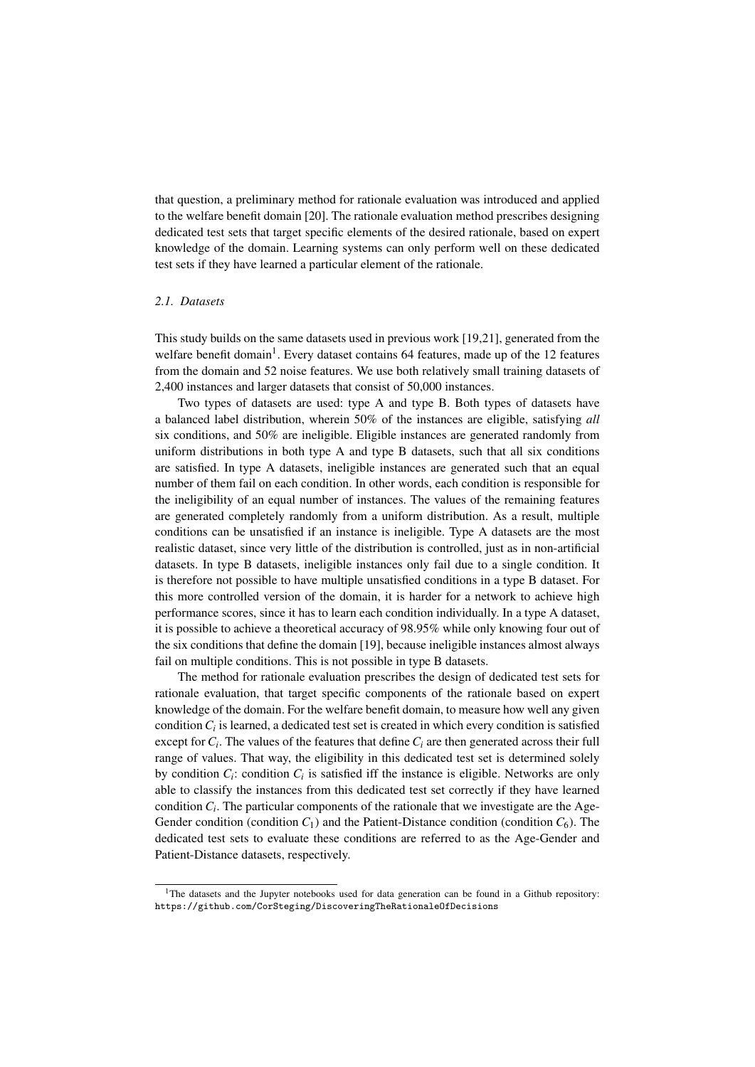that question, a preliminary method for rationale evaluation was introduced and applied to the welfare benefit domain [20]. The rationale evaluation method prescribes designing dedicated test sets that target specific elements of the desired rationale, based on expert knowledge of the domain. Learning systems can only perform well on these dedicated test sets if they have learned a particular element of the rationale.

### *2.1. Datasets*

This study builds on the same datasets used in previous work [19,21], generated from the welfare benefit domain[1]. Every dataset contains 64 features, made up of the 12 features from the domain and 52 noise features. We use both relatively small training datasets of 2,400 instances and larger datasets that consist of 50,000 instances.

Two types of datasets are used: type A and type B. Both types of datasets have a balanced label distribution, wherein 50% of the instances are eligible, satisfying *all* six conditions, and 50% are ineligible. Eligible instances are generated randomly from uniform distributions in both type A and type B datasets, such that all six conditions are satisfied. In type A datasets, ineligible instances are generated such that an equal number of them fail on each condition. In other words, each condition is responsible for the ineligibility of an equal number of instances. The values of the remaining features are generated completely randomly from a uniform distribution. As a result, multiple conditions can be unsatisfied if an instance is ineligible. Type A datasets are the most realistic dataset, since very little of the distribution is controlled, just as in non-artificial datasets. In type B datasets, ineligible instances only fail due to a single condition. It is therefore not possible to have multiple unsatisfied conditions in a type B dataset. For this more controlled version of the domain, it is harder for a network to achieve high performance scores, since it has to learn each condition individually. In a type A dataset, it is possible to achieve a theoretical accuracy of 98.95% while only knowing four out of the six conditions that define the domain [19], because ineligible instances almost always fail on multiple conditions. This is not possible in type B datasets.

The method for rationale evaluation prescribes the design of dedicated test sets for rationale evaluation, that target specific components of the rationale based on expert knowledge of the domain. For the welfare benefit domain, to measure how well any given condition $C_i$ is learned, a dedicated test set is created in which every condition is satisfied except for $C_i$. The values of the features that define $C_i$ are then generated across their full range of values. That way, the eligibility in this dedicated test set is determined solely by condition $C_i$: condition $C_i$ is satisfied iff the instance is eligible. Networks are only able to classify the instances from this dedicated test set correctly if they have learned condition $C_i$. The particular components of the rationale that we investigate are the Age-Gender condition (condition $C_1$) and the Patient-Distance condition (condition $C_6$). The dedicated test sets to evaluate these conditions are referred to as the Age-Gender and Patient-Distance datasets, respectively.

---

[1] The datasets and the Jupyter notebooks used for data generation can be found in a Github repository: `https://github.com/CorSteging/DiscoveringTheRationaleOfDecisions`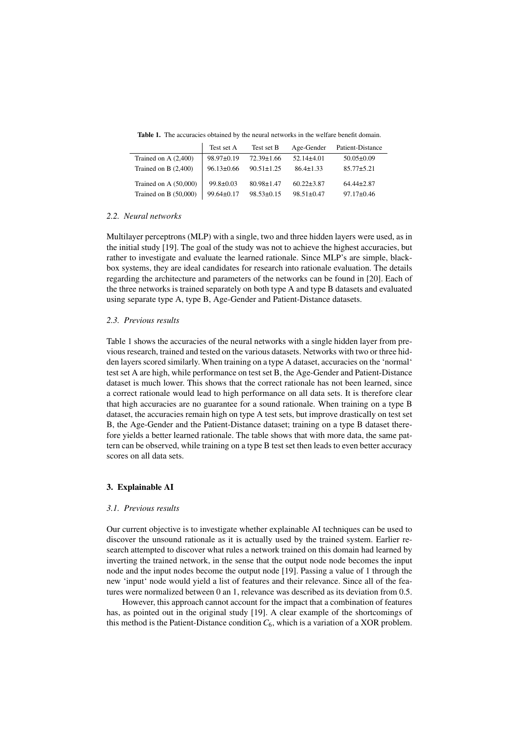**Table 1.** The accuracies obtained by the neural networks in the welfare benefit domain.

| | Test set A | Test set B | Age-Gender | Patient-Distance |
|---|---|---|---|---|
| Trained on A (2,400) | 98.97±0.19 | 72.39±1.66 | 52.14±4.01 | 50.05±0.09 |
| Trained on B (2,400) | 96.13±0.66 | 90.51±1.25 | 86.4±1.33 | 85.77±5.21 |
| Trained on A (50,000) | 99.8±0.03 | 80.98±1.47 | 60.22±3.87 | 64.44±2.87 |
| Trained on B (50,000) | 99.64±0.17 | 98.53±0.15 | 98.51±0.47 | 97.17±0.46 |

### *2.2. Neural networks*

Multilayer perceptrons (MLP) with a single, two and three hidden layers were used, as in the initial study [19]. The goal of the study was not to achieve the highest accuracies, but rather to investigate and evaluate the learned rationale. Since MLP's are simple, black-box systems, they are ideal candidates for research into rationale evaluation. The details regarding the architecture and parameters of the networks can be found in [20]. Each of the three networks is trained separately on both type A and type B datasets and evaluated using separate type A, type B, Age-Gender and Patient-Distance datasets.

### *2.3. Previous results*

Table 1 shows the accuracies of the neural networks with a single hidden layer from previous research, trained and tested on the various datasets. Networks with two or three hidden layers scored similarly. When training on a type A dataset, accuracies on the 'normal' test set A are high, while performance on test set B, the Age-Gender and Patient-Distance dataset is much lower. This shows that the correct rationale has not been learned, since a correct rationale would lead to high performance on all data sets. It is therefore clear that high accuracies are no guarantee for a sound rationale. When training on a type B dataset, the accuracies remain high on type A test sets, but improve drastically on test set B, the Age-Gender and the Patient-Distance dataset; training on a type B dataset therefore yields a better learned rationale. The table shows that with more data, the same pattern can be observed, while training on a type B test set then leads to even better accuracy scores on all data sets.

## 3. Explainable AI

### *3.1. Previous results*

Our current objective is to investigate whether explainable AI techniques can be used to discover the unsound rationale as it is actually used by the trained system. Earlier research attempted to discover what rules a network trained on this domain had learned by inverting the trained network, in the sense that the output node node becomes the input node and the input nodes become the output node [19]. Passing a value of 1 through the new 'input' node would yield a list of features and their relevance. Since all of the features were normalized between 0 an 1, relevance was described as its deviation from 0.5.

However, this approach cannot account for the impact that a combination of features has, as pointed out in the original study [19]. A clear example of the shortcomings of this method is the Patient-Distance condition $C_6$, which is a variation of a XOR problem.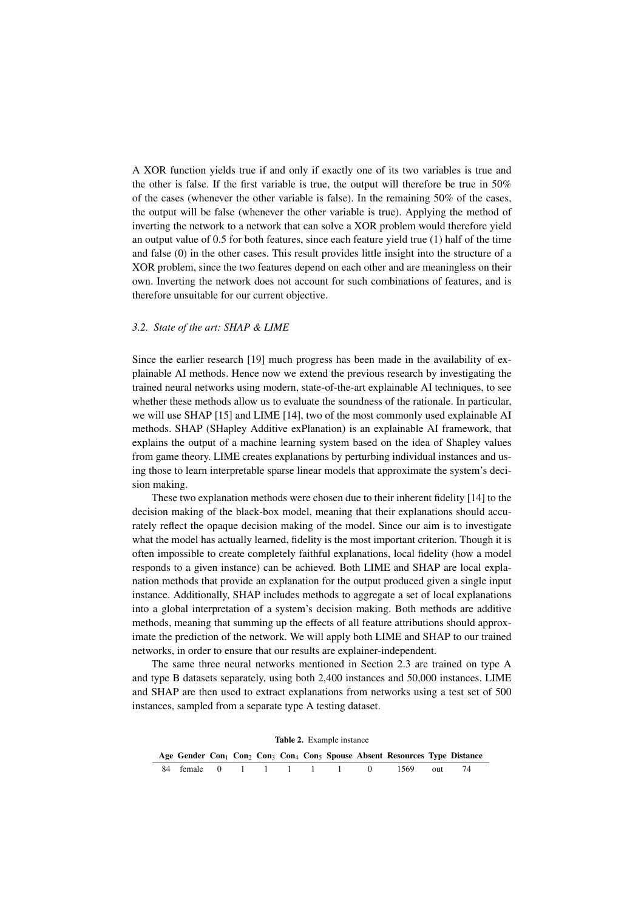A XOR function yields true if and only if exactly one of its two variables is true and the other is false. If the first variable is true, the output will therefore be true in 50% of the cases (whenever the other variable is false). In the remaining 50% of the cases, the output will be false (whenever the other variable is true). Applying the method of inverting the network to a network that can solve a XOR problem would therefore yield an output value of 0.5 for both features, since each feature yield true (1) half of the time and false (0) in the other cases. This result provides little insight into the structure of a XOR problem, since the two features depend on each other and are meaningless on their own. Inverting the network does not account for such combinations of features, and is therefore unsuitable for our current objective.

### *3.2. State of the art: SHAP & LIME*

Since the earlier research [19] much progress has been made in the availability of explainable AI methods. Hence now we extend the previous research by investigating the trained neural networks using modern, state-of-the-art explainable AI techniques, to see whether these methods allow us to evaluate the soundness of the rationale. In particular, we will use SHAP [15] and LIME [14], two of the most commonly used explainable AI methods. SHAP (SHapley Additive exPlanation) is an explainable AI framework, that explains the output of a machine learning system based on the idea of Shapley values from game theory. LIME creates explanations by perturbing individual instances and using those to learn interpretable sparse linear models that approximate the system's decision making.

These two explanation methods were chosen due to their inherent fidelity [14] to the decision making of the black-box model, meaning that their explanations should accurately reflect the opaque decision making of the model. Since our aim is to investigate what the model has actually learned, fidelity is the most important criterion. Though it is often impossible to create completely faithful explanations, local fidelity (how a model responds to a given instance) can be achieved. Both LIME and SHAP are local explanation methods that provide an explanation for the output produced given a single input instance. Additionally, SHAP includes methods to aggregate a set of local explanations into a global interpretation of a system's decision making. Both methods are additive methods, meaning that summing up the effects of all feature attributions should approximate the prediction of the network. We will apply both LIME and SHAP to our trained networks, in order to ensure that our results are explainer-independent.

The same three neural networks mentioned in Section 2.3 are trained on type A and type B datasets separately, using both 2,400 instances and 50,000 instances. LIME and SHAP are then used to extract explanations from networks using a test set of 500 instances, sampled from a separate type A testing dataset.

**Table 2.** Example instance

| Age | Gender | $Con_1$ | $Con_2$ | $Con_3$ | $Con_4$ | $Con_5$ | Spouse | Absent | Resources | Type | Distance |
|---|---|---|---|---|---|---|---|---|---|---|---|
| 84 | female | 0 | 1 | 1 | 1 | 1 | 1 | 0 | 1569 | out | 74 |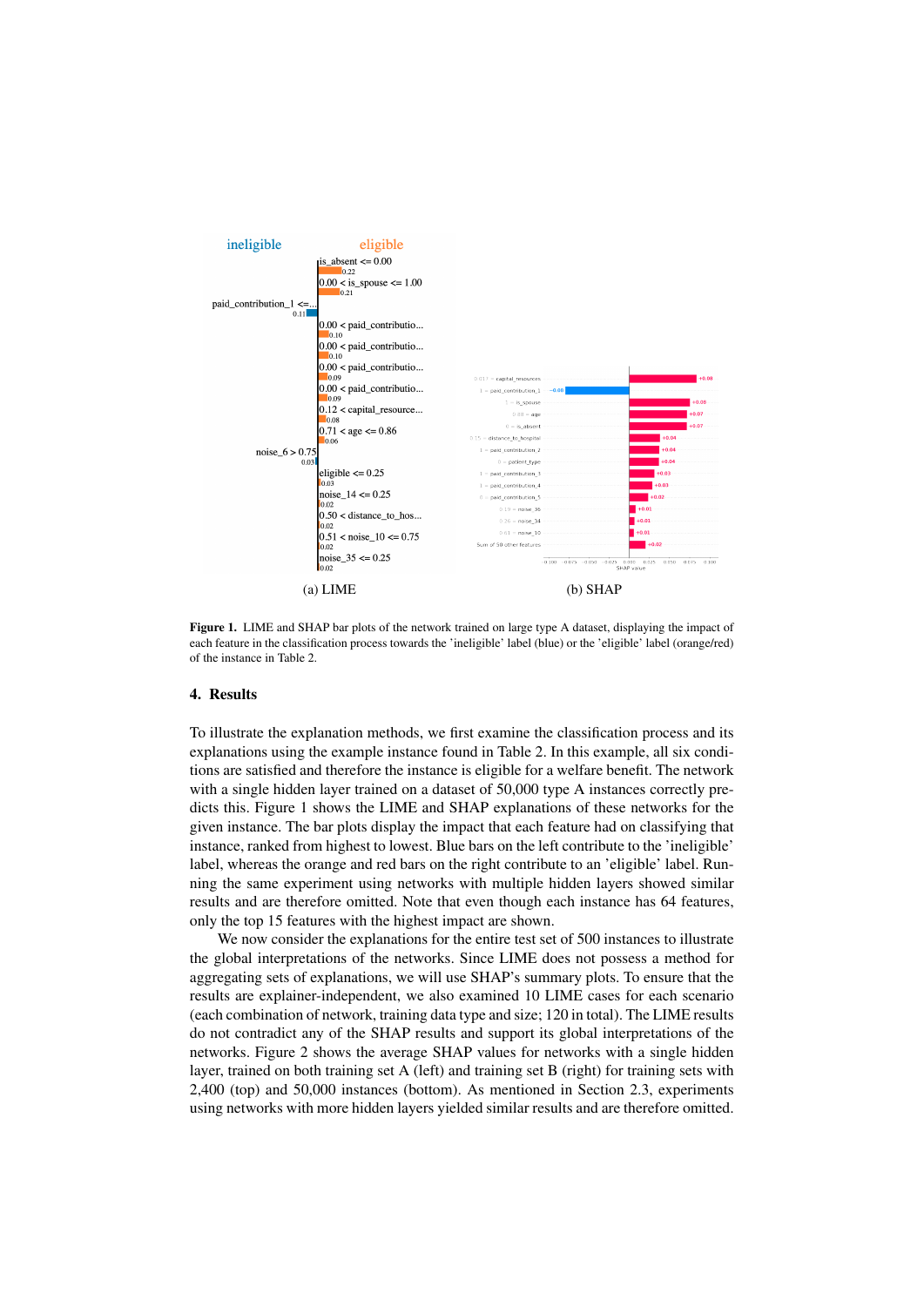(a) LIME

(b) SHAP

**Figure 1.** LIME and SHAP bar plots of the network trained on large type A dataset, displaying the impact of each feature in the classification process towards the 'ineligible' label (blue) or the 'eligible' label (orange/red) of the instance in Table 2.

## 4. Results

To illustrate the explanation methods, we first examine the classification process and its explanations using the example instance found in Table 2. In this example, all six conditions are satisfied and therefore the instance is eligible for a welfare benefit. The network with a single hidden layer trained on a dataset of 50,000 type A instances correctly predicts this. Figure 1 shows the LIME and SHAP explanations of these networks for the given instance. The bar plots display the impact that each feature had on classifying that instance, ranked from highest to lowest. Blue bars on the left contribute to the 'ineligible' label, whereas the orange and red bars on the right contribute to an 'eligible' label. Running the same experiment using networks with multiple hidden layers showed similar results and are therefore omitted. Note that even though each instance has 64 features, only the top 15 features with the highest impact are shown.

We now consider the explanations for the entire test set of 500 instances to illustrate the global interpretations of the networks. Since LIME does not possess a method for aggregating sets of explanations, we will use SHAP's summary plots. To ensure that the results are explainer-independent, we also examined 10 LIME cases for each scenario (each combination of network, training data type and size; 120 in total). The LIME results do not contradict any of the SHAP results and support its global interpretations of the networks. Figure 2 shows the average SHAP values for networks with a single hidden layer, trained on both training set A (left) and training set B (right) for training sets with 2,400 (top) and 50,000 instances (bottom). As mentioned in Section 2.3, experiments using networks with more hidden layers yielded similar results and are therefore omitted.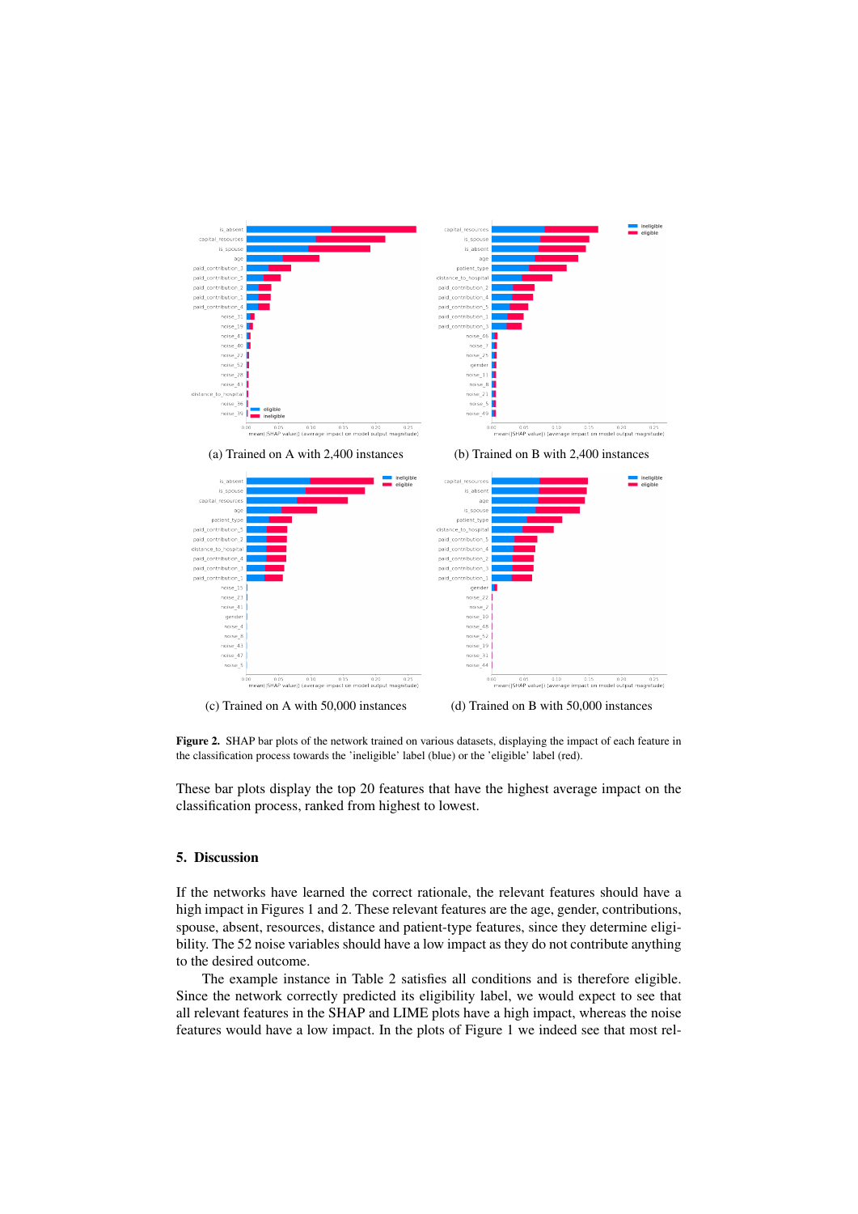(a) Trained on A with 2,400 instances

(b) Trained on B with 2,400 instances

(c) Trained on A with 50,000 instances

(d) Trained on B with 50,000 instances

**Figure 2.** SHAP bar plots of the network trained on various datasets, displaying the impact of each feature in the classification process towards the 'ineligible' label (blue) or the 'eligible' label (red).

These bar plots display the top 20 features that have the highest average impact on the classification process, ranked from highest to lowest.

## 5. Discussion

If the networks have learned the correct rationale, the relevant features should have a high impact in Figures 1 and 2. These relevant features are the age, gender, contributions, spouse, absent, resources, distance and patient-type features, since they determine eligibility. The 52 noise variables should have a low impact as they do not contribute anything to the desired outcome.

The example instance in Table 2 satisfies all conditions and is therefore eligible. Since the network correctly predicted its eligibility label, we would expect to see that all relevant features in the SHAP and LIME plots have a high impact, whereas the noise features would have a low impact. In the plots of Figure 1 we indeed see that most rel-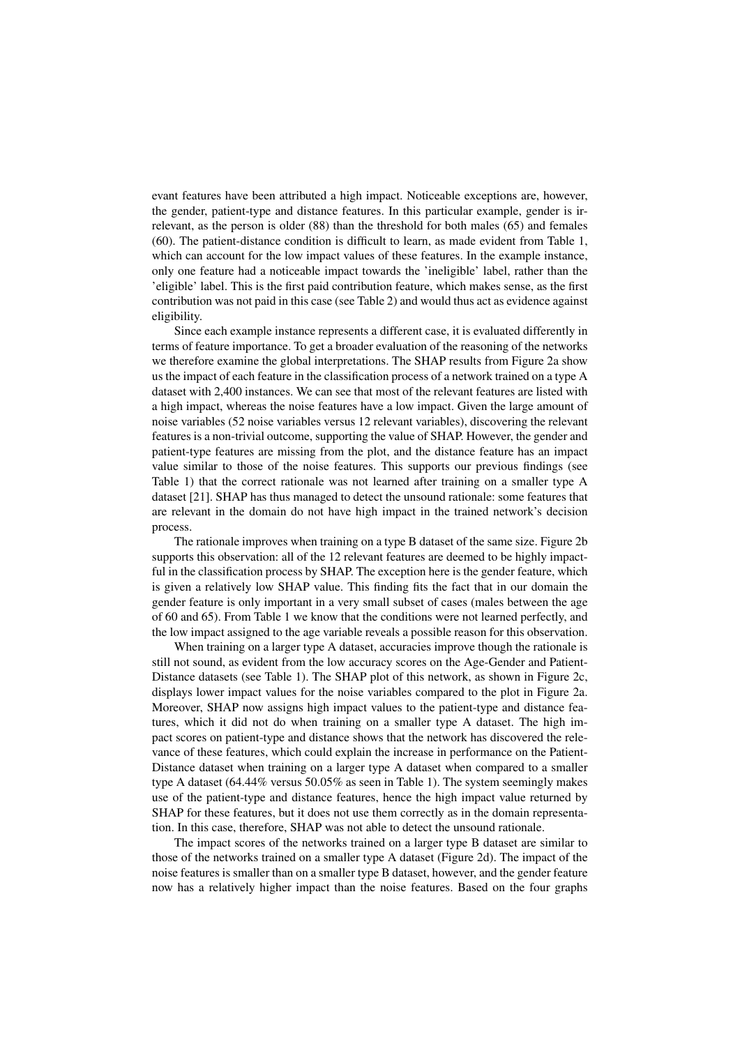evant features have been attributed a high impact. Noticeable exceptions are, however, the gender, patient-type and distance features. In this particular example, gender is irrelevant, as the person is older (88) than the threshold for both males (65) and females (60). The patient-distance condition is difficult to learn, as made evident from Table 1, which can account for the low impact values of these features. In the example instance, only one feature had a noticeable impact towards the 'ineligible' label, rather than the 'eligible' label. This is the first paid contribution feature, which makes sense, as the first contribution was not paid in this case (see Table 2) and would thus act as evidence against eligibility.

Since each example instance represents a different case, it is evaluated differently in terms of feature importance. To get a broader evaluation of the reasoning of the networks we therefore examine the global interpretations. The SHAP results from Figure 2a show us the impact of each feature in the classification process of a network trained on a type A dataset with 2,400 instances. We can see that most of the relevant features are listed with a high impact, whereas the noise features have a low impact. Given the large amount of noise variables (52 noise variables versus 12 relevant variables), discovering the relevant features is a non-trivial outcome, supporting the value of SHAP. However, the gender and patient-type features are missing from the plot, and the distance feature has an impact value similar to those of the noise features. This supports our previous findings (see Table 1) that the correct rationale was not learned after training on a smaller type A dataset [21]. SHAP has thus managed to detect the unsound rationale: some features that are relevant in the domain do not have high impact in the trained network's decision process.

The rationale improves when training on a type B dataset of the same size. Figure 2b supports this observation: all of the 12 relevant features are deemed to be highly impactful in the classification process by SHAP. The exception here is the gender feature, which is given a relatively low SHAP value. This finding fits the fact that in our domain the gender feature is only important in a very small subset of cases (males between the age of 60 and 65). From Table 1 we know that the conditions were not learned perfectly, and the low impact assigned to the age variable reveals a possible reason for this observation.

When training on a larger type A dataset, accuracies improve though the rationale is still not sound, as evident from the low accuracy scores on the Age-Gender and Patient-Distance datasets (see Table 1). The SHAP plot of this network, as shown in Figure 2c, displays lower impact values for the noise variables compared to the plot in Figure 2a. Moreover, SHAP now assigns high impact values to the patient-type and distance features, which it did not do when training on a smaller type A dataset. The high impact scores on patient-type and distance shows that the network has discovered the relevance of these features, which could explain the increase in performance on the Patient-Distance dataset when training on a larger type A dataset when compared to a smaller type A dataset (64.44% versus 50.05% as seen in Table 1). The system seemingly makes use of the patient-type and distance features, hence the high impact value returned by SHAP for these features, but it does not use them correctly as in the domain representation. In this case, therefore, SHAP was not able to detect the unsound rationale.

The impact scores of the networks trained on a larger type B dataset are similar to those of the networks trained on a smaller type A dataset (Figure 2d). The impact of the noise features is smaller than on a smaller type B dataset, however, and the gender feature now has a relatively higher impact than the noise features. Based on the four graphs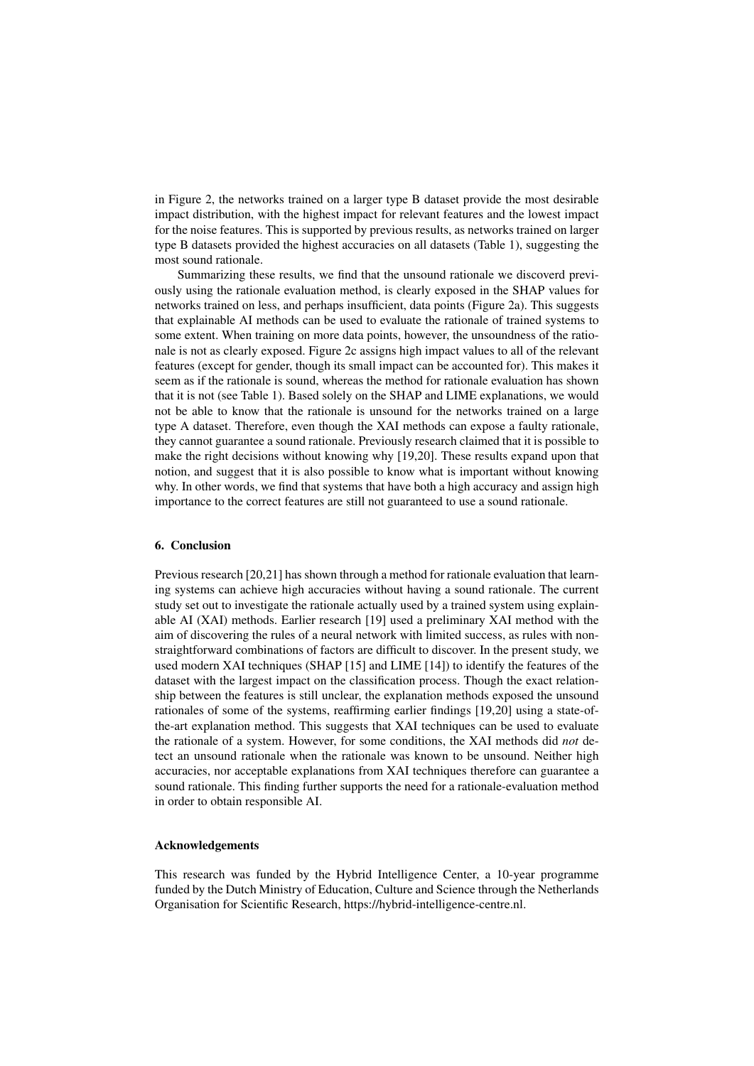in Figure 2, the networks trained on a larger type B dataset provide the most desirable impact distribution, with the highest impact for relevant features and the lowest impact for the noise features. This is supported by previous results, as networks trained on larger type B datasets provided the highest accuracies on all datasets (Table 1), suggesting the most sound rationale.

Summarizing these results, we find that the unsound rationale we discoverd previously using the rationale evaluation method, is clearly exposed in the SHAP values for networks trained on less, and perhaps insufficient, data points (Figure 2a). This suggests that explainable AI methods can be used to evaluate the rationale of trained systems to some extent. When training on more data points, however, the unsoundness of the rationale is not as clearly exposed. Figure 2c assigns high impact values to all of the relevant features (except for gender, though its small impact can be accounted for). This makes it seem as if the rationale is sound, whereas the method for rationale evaluation has shown that it is not (see Table 1). Based solely on the SHAP and LIME explanations, we would not be able to know that the rationale is unsound for the networks trained on a large type A dataset. Therefore, even though the XAI methods can expose a faulty rationale, they cannot guarantee a sound rationale. Previously research claimed that it is possible to make the right decisions without knowing why [19,20]. These results expand upon that notion, and suggest that it is also possible to know what is important without knowing why. In other words, we find that systems that have both a high accuracy and assign high importance to the correct features are still not guaranteed to use a sound rationale.

## 6. Conclusion

Previous research [20,21] has shown through a method for rationale evaluation that learning systems can achieve high accuracies without having a sound rationale. The current study set out to investigate the rationale actually used by a trained system using explainable AI (XAI) methods. Earlier research [19] used a preliminary XAI method with the aim of discovering the rules of a neural network with limited success, as rules with non-straightforward combinations of factors are difficult to discover. In the present study, we used modern XAI techniques (SHAP [15] and LIME [14]) to identify the features of the dataset with the largest impact on the classification process. Though the exact relationship between the features is still unclear, the explanation methods exposed the unsound rationales of some of the systems, reaffirming earlier findings [19,20] using a state-of-the-art explanation method. This suggests that XAI techniques can be used to evaluate the rationale of a system. However, for some conditions, the XAI methods did *not* detect an unsound rationale when the rationale was known to be unsound. Neither high accuracies, nor acceptable explanations from XAI techniques therefore can guarantee a sound rationale. This finding further supports the need for a rationale-evaluation method in order to obtain responsible AI.

### Acknowledgements

This research was funded by the Hybrid Intelligence Center, a 10-year programme funded by the Dutch Ministry of Education, Culture and Science through the Netherlands Organisation for Scientific Research, https://hybrid-intelligence-centre.nl.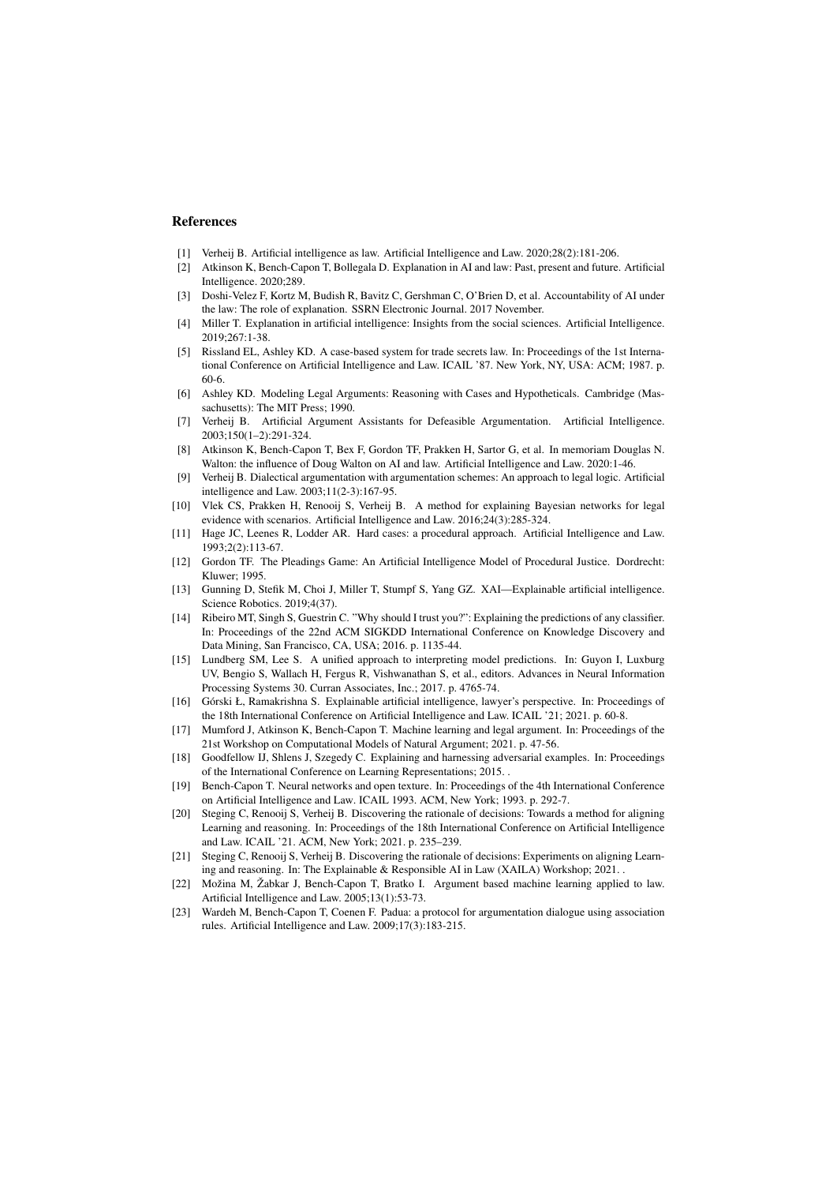## References

[1] Verheij B. Artificial intelligence as law. Artificial Intelligence and Law. 2020;28(2):181-206.

[2] Atkinson K, Bench-Capon T, Bollegala D. Explanation in AI and law: Past, present and future. Artificial Intelligence. 2020;289.

[3] Doshi-Velez F, Kortz M, Budish R, Bavitz C, Gershman C, O'Brien D, et al. Accountability of AI under the law: The role of explanation. SSRN Electronic Journal. 2017 November.

[4] Miller T. Explanation in artificial intelligence: Insights from the social sciences. Artificial Intelligence. 2019;267:1-38.

[5] Rissland EL, Ashley KD. A case-based system for trade secrets law. In: Proceedings of the 1st International Conference on Artificial Intelligence and Law. ICAIL '87. New York, NY, USA: ACM; 1987. p. 60-6.

[6] Ashley KD. Modeling Legal Arguments: Reasoning with Cases and Hypotheticals. Cambridge (Massachusetts): The MIT Press; 1990.

[7] Verheij B. Artificial Argument Assistants for Defeasible Argumentation. Artificial Intelligence. 2003;150(1–2):291-324.

[8] Atkinson K, Bench-Capon T, Bex F, Gordon TF, Prakken H, Sartor G, et al. In memoriam Douglas N. Walton: the influence of Doug Walton on AI and law. Artificial Intelligence and Law. 2020:1-46.

[9] Verheij B. Dialectical argumentation with argumentation schemes: An approach to legal logic. Artificial intelligence and Law. 2003;11(2-3):167-95.

[10] Vlek CS, Prakken H, Renooij S, Verheij B. A method for explaining Bayesian networks for legal evidence with scenarios. Artificial Intelligence and Law. 2016;24(3):285-324.

[11] Hage JC, Leenes R, Lodder AR. Hard cases: a procedural approach. Artificial Intelligence and Law. 1993;2(2):113-67.

[12] Gordon TF. The Pleadings Game: An Artificial Intelligence Model of Procedural Justice. Dordrecht: Kluwer; 1995.

[13] Gunning D, Stefik M, Choi J, Miller T, Stumpf S, Yang GZ. XAI—Explainable artificial intelligence. Science Robotics. 2019;4(37).

[14] Ribeiro MT, Singh S, Guestrin C. "Why should I trust you?": Explaining the predictions of any classifier. In: Proceedings of the 22nd ACM SIGKDD International Conference on Knowledge Discovery and Data Mining, San Francisco, CA, USA; 2016. p. 1135-44.

[15] Lundberg SM, Lee S. A unified approach to interpreting model predictions. In: Guyon I, Luxburg UV, Bengio S, Wallach H, Fergus R, Vishwanathan S, et al., editors. Advances in Neural Information Processing Systems 30. Curran Associates, Inc.; 2017. p. 4765-74.

[16] Górski Ł, Ramakrishna S. Explainable artificial intelligence, lawyer's perspective. In: Proceedings of the 18th International Conference on Artificial Intelligence and Law. ICAIL '21; 2021. p. 60-8.

[17] Mumford J, Atkinson K, Bench-Capon T. Machine learning and legal argument. In: Proceedings of the 21st Workshop on Computational Models of Natural Argument; 2021. p. 47-56.

[18] Goodfellow IJ, Shlens J, Szegedy C. Explaining and harnessing adversarial examples. In: Proceedings of the International Conference on Learning Representations; 2015. .

[19] Bench-Capon T. Neural networks and open texture. In: Proceedings of the 4th International Conference on Artificial Intelligence and Law. ICAIL 1993. ACM, New York; 1993. p. 292-7.

[20] Steging C, Renooij S, Verheij B. Discovering the rationale of decisions: Towards a method for aligning Learning and reasoning. In: Proceedings of the 18th International Conference on Artificial Intelligence and Law. ICAIL '21. ACM, New York; 2021. p. 235–239.

[21] Steging C, Renooij S, Verheij B. Discovering the rationale of decisions: Experiments on aligning Learning and reasoning. In: The Explainable & Responsible AI in Law (XAILA) Workshop; 2021. .

[22] Možina M, Žabkar J, Bench-Capon T, Bratko I. Argument based machine learning applied to law. Artificial Intelligence and Law. 2005;13(1):53-73.

[23] Wardeh M, Bench-Capon T, Coenen F. Padua: a protocol for argumentation dialogue using association rules. Artificial Intelligence and Law. 2009;17(3):183-215.